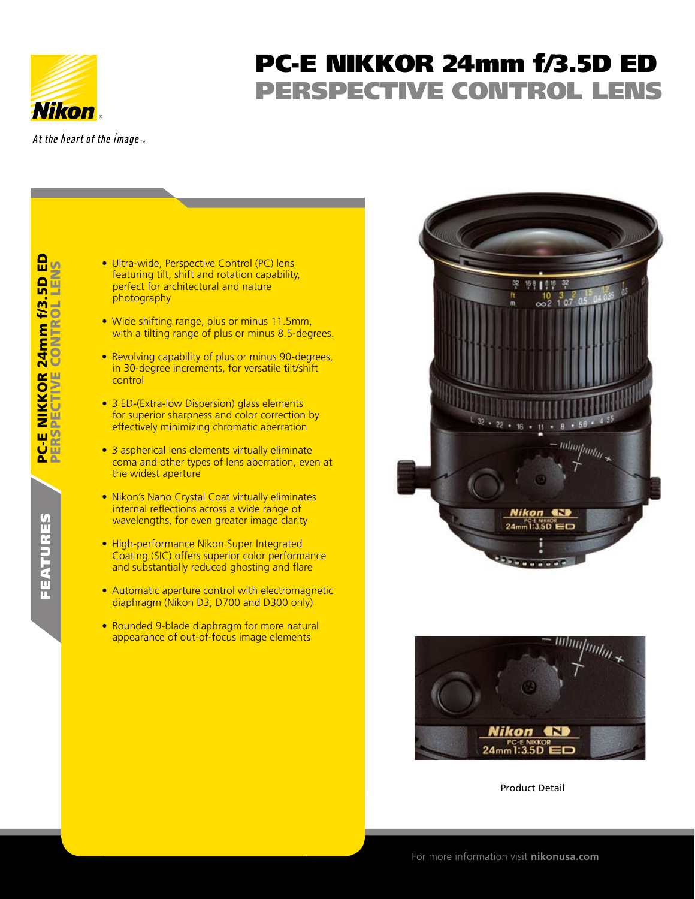Nikon

At the heart of the image™

# PC-E NIKKOR 24mm f/3.5D ED

## PERSPECTIVE CONTROL LENS

### FEATURES

- Ultra-wide, Perspective Control (PC) lens featuring tilt, shift and rotation capability, perfect for architectural and nature photography
- Wide shifting range, plus or minus 11.5mm, with a tilting range of plus or minus 8.5-degrees.
- Revolving capability of plus or minus 90-degrees, in 30-degree increments, for versatile tilt/shift control
- 3 ED-(Extra-low Dispersion) glass elements for superior sharpness and color correction by effectively minimizing chromatic aberration
- 3 aspherical lens elements virtually eliminate coma and other types of lens aberration, even at the widest aperture
- Nikon's Nano Crystal Coat virtually eliminates internal reflections across a wide range of wavelengths, for even greater image clarity
- High-performance Nikon Super Integrated Coating (SIC) offers superior color performance and substantially reduced ghosting and flare
- Automatic aperture control with electromagnetic diaphragm (Nikon D3, D700 and D300 only)
- Rounded 9-blade diaphragm for more natural appearance of out-of-focus image elements

Product Detail

For more information visit **nikonusa.com**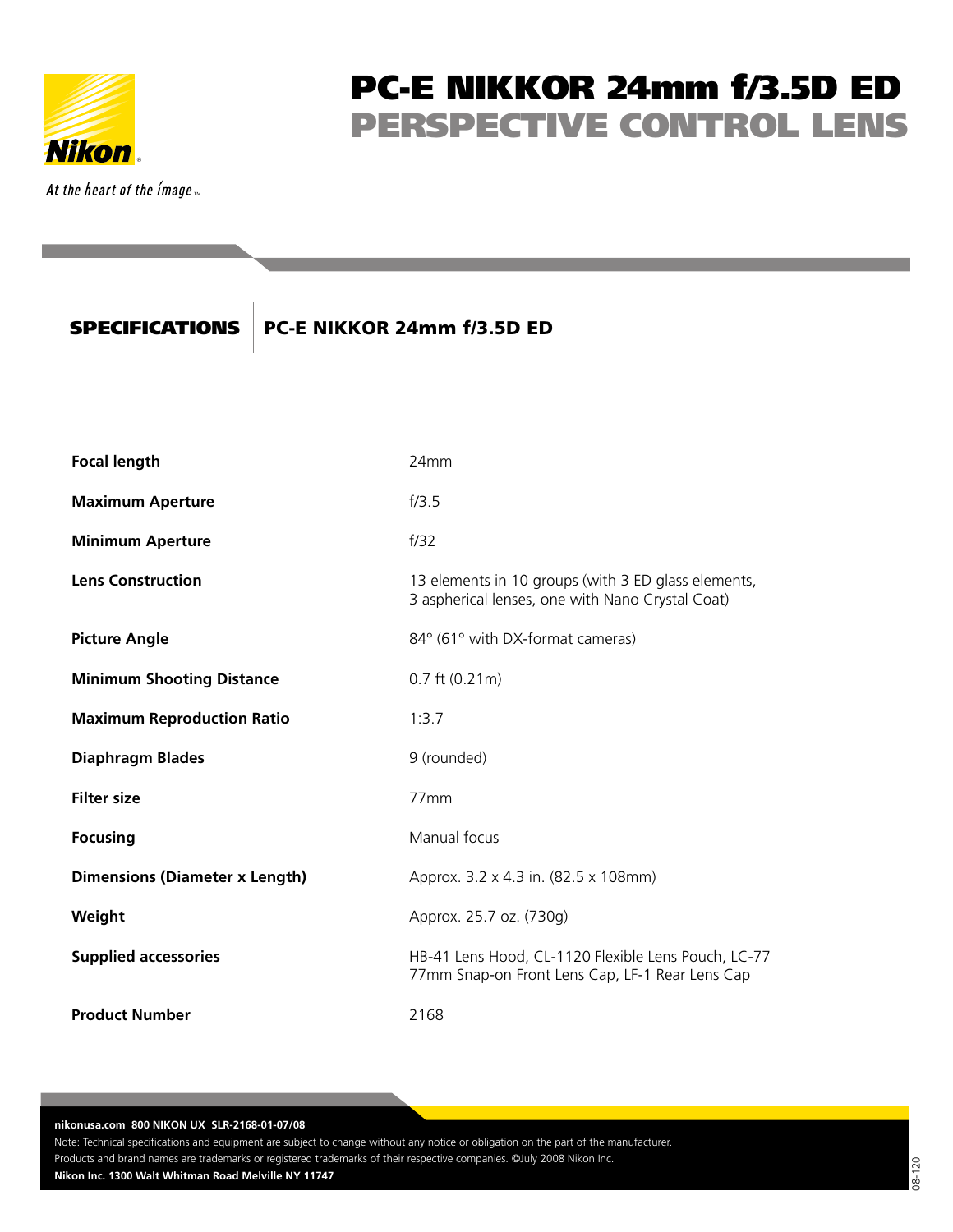Nikon

*At the heart of the image*™

# PC-E NIKKOR 24mm f/3.5D ED
## PERSPECTIVE CONTROL LENS

**SPECIFICATIONS** | **PC-E NIKKOR 24mm f/3.5D ED**

| | |
|---|---|
| **Focal length** | 24mm |
| **Maximum Aperture** | f/3.5 |
| **Minimum Aperture** | f/32 |
| **Lens Construction** | 13 elements in 10 groups (with 3 ED glass elements, 3 aspherical lenses, one with Nano Crystal Coat) |
| **Picture Angle** | 84° (61° with DX-format cameras) |
| **Minimum Shooting Distance** | 0.7 ft (0.21m) |
| **Maximum Reproduction Ratio** | 1:3.7 |
| **Diaphragm Blades** | 9 (rounded) |
| **Filter size** | 77mm |
| **Focusing** | Manual focus |
| **Dimensions (Diameter x Length)** | Approx. 3.2 x 4.3 in. (82.5 x 108mm) |
| **Weight** | Approx. 25.7 oz. (730g) |
| **Supplied accessories** | HB-41 Lens Hood, CL-1120 Flexible Lens Pouch, LC-77 77mm Snap-on Front Lens Cap, LF-1 Rear Lens Cap |
| **Product Number** | 2168 |

**nikonusa.com 800 NIKON UX SLR-2168-01-07/08**

Note: Technical specifications and equipment are subject to change without any notice or obligation on the part of the manufacturer.
Products and brand names are trademarks or registered trademarks of their respective companies. ©July 2008 Nikon Inc.

**Nikon Inc. 1300 Walt Whitman Road Melville NY 11747**

08-120